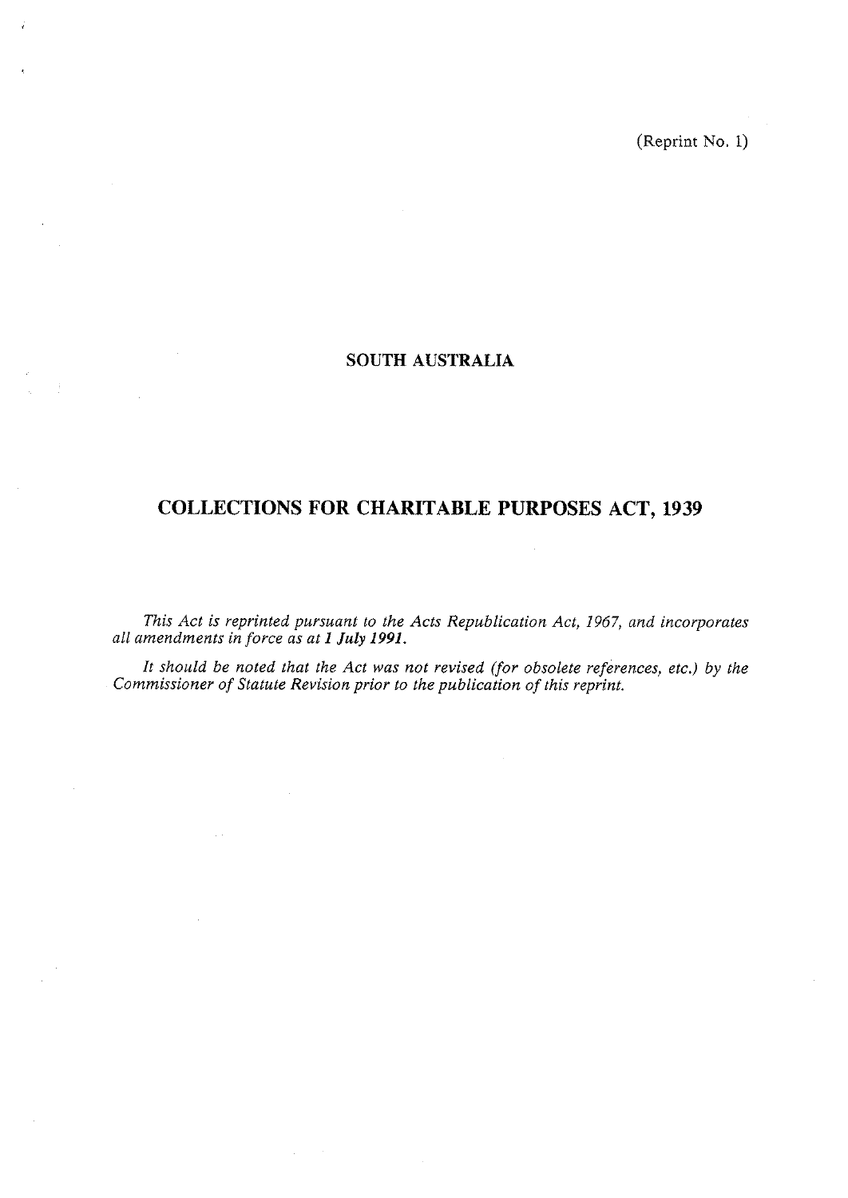(Reprint No. 1)

## SOUTH AUSTRALIA

# COLLECTIONS FOR CHARITABLE PURPOSES ACT, 1939

*This Act is reprinted pursuant to the Acts Republication Act, 1967, and incorporates all amendments in force as at* ***1 July 1991.***

*It should be noted that the Act was not revised (for obsolete references, etc.) by the Commissioner of Statute Revision prior to the publication of this reprint.*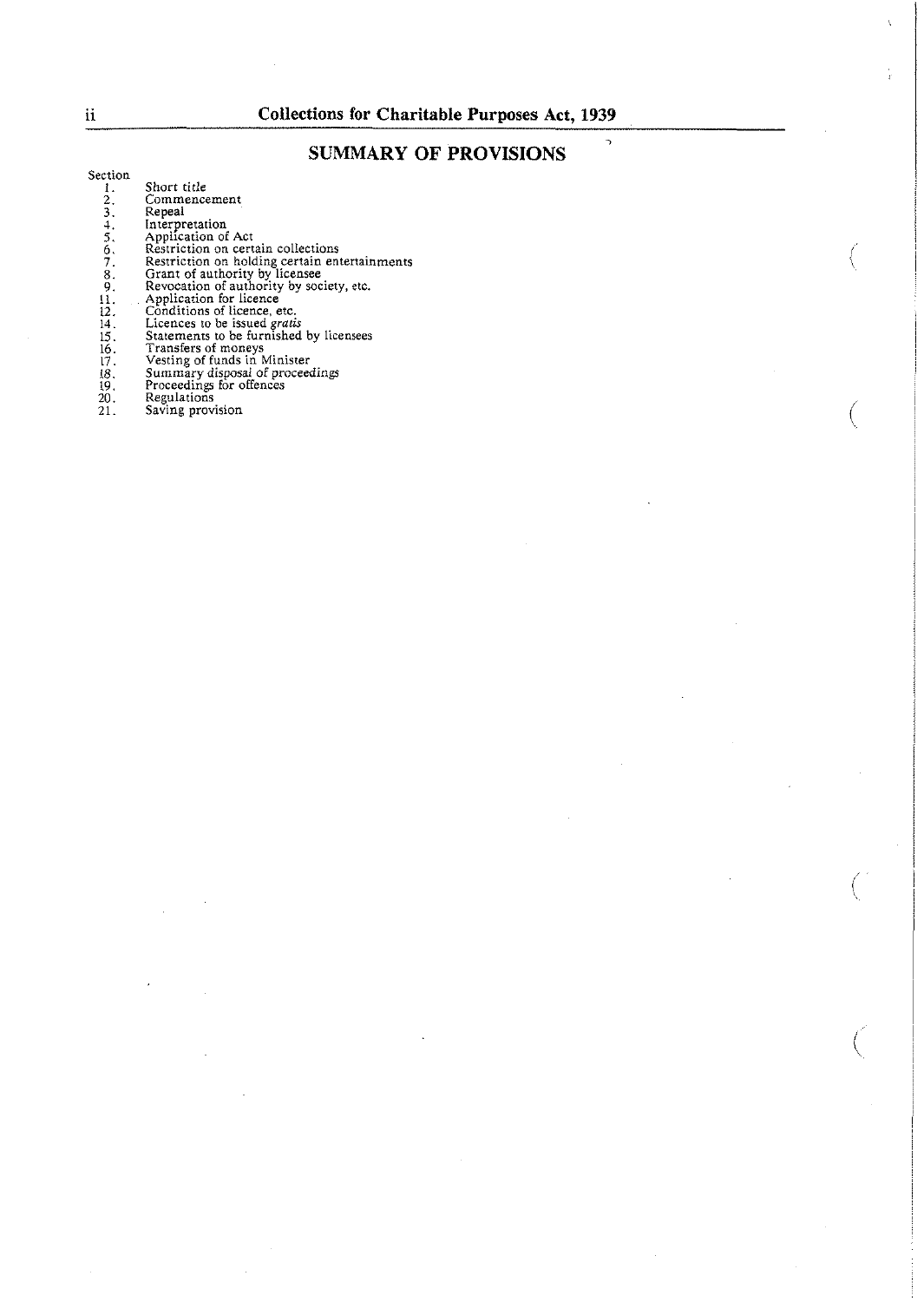## SUMMARY OF PROVISIONS

| Section | |
|---|---|
| 1. | Short title |
| 2. | Commencement |
| 3. | Repeal |
| 4. | Interpretation |
| 5. | Application of Act |
| 6. | Restriction on certain collections |
| 7. | Restriction on holding certain entertainments |
| 8. | Grant of authority by licensee |
| 9. | Revocation of authority by society, etc. |
| 11. | Application for licence |
| 12. | Conditions of licence, etc. |
| 14. | Licences to be issued *gratis* |
| 15. | Statements to be furnished by licensees |
| 16. | Transfers of moneys |
| 17. | Vesting of funds in Minister |
| 18. | Summary disposal of proceedings |
| 19. | Proceedings for offences |
| 20. | Regulations |
| 21. | Saving provision |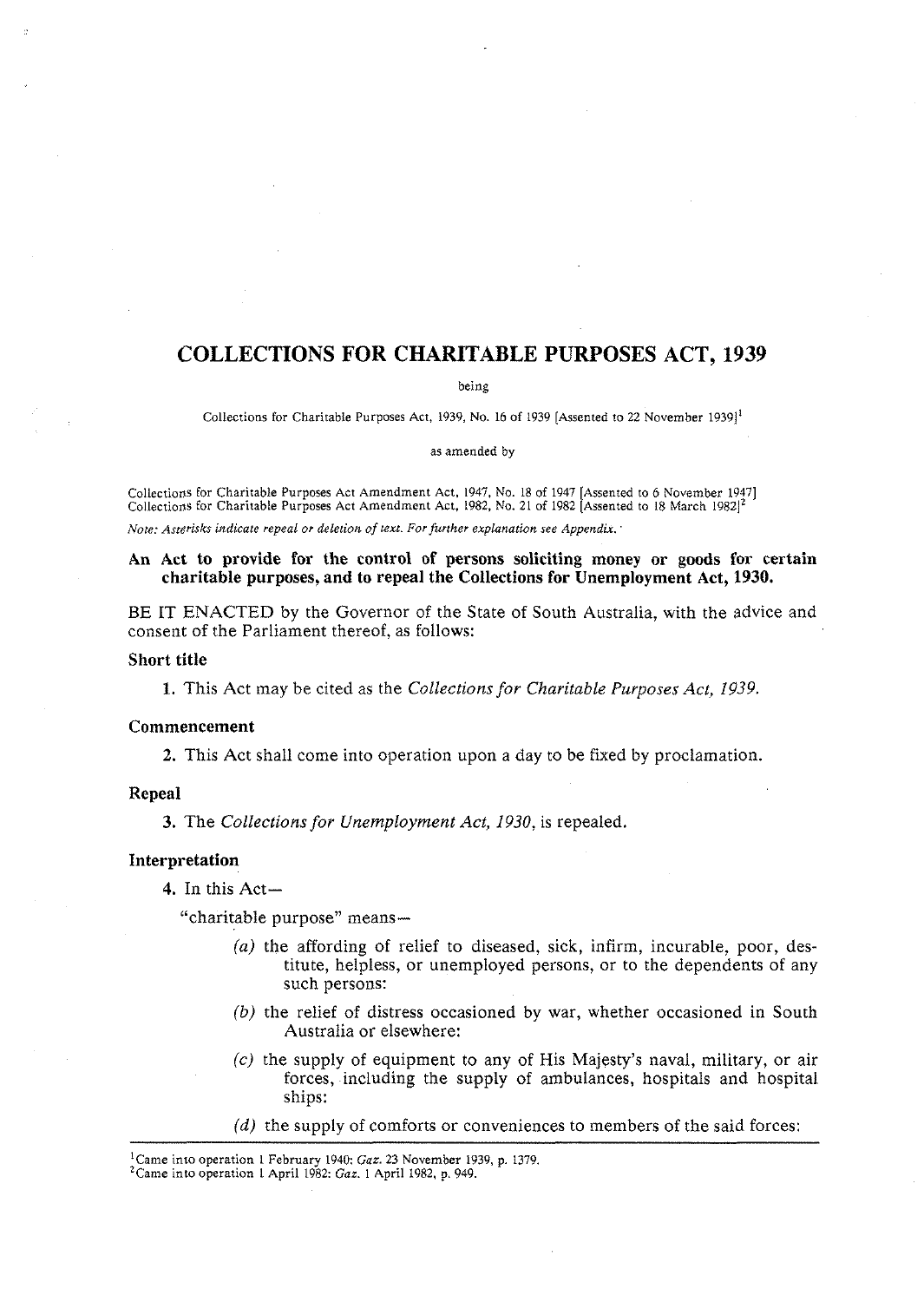# COLLECTIONS FOR CHARITABLE PURPOSES ACT, 1939

being

Collections for Charitable Purposes Act, 1939, No. 16 of 1939 [Assented to 22 November 1939][1]

as amended by

Collections for Charitable Purposes Act Amendment Act, 1947, No. 18 of 1947 [Assented to 6 November 1947]
Collections for Charitable Purposes Act Amendment Act, 1982, No. 21 of 1982 [Assented to 18 March 1982][2]

*Note: Asterisks indicate repeal or deletion of text. For further explanation see Appendix.*

**An Act to provide for the control of persons soliciting money or goods for certain charitable purposes, and to repeal the Collections for Unemployment Act, 1930.**

BE IT ENACTED by the Governor of the State of South Australia, with the advice and consent of the Parliament thereof, as follows:

### Short title

**1.** This Act may be cited as the *Collections for Charitable Purposes Act, 1939.*

### Commencement

**2.** This Act shall come into operation upon a day to be fixed by proclamation.

### Repeal

**3.** The *Collections for Unemployment Act, 1930,* is repealed.

### Interpretation

**4.** In this Act—

"charitable purpose" means—

*(a)* the affording of relief to diseased, sick, infirm, incurable, poor, destitute, helpless, or unemployed persons, or to the dependents of any such persons:

*(b)* the relief of distress occasioned by war, whether occasioned in South Australia or elsewhere:

*(c)* the supply of equipment to any of His Majesty's naval, military, or air forces, including the supply of ambulances, hospitals and hospital ships:

*(d)* the supply of comforts or conveniences to members of the said forces:

---

[1] Came into operation 1 February 1940: *Gaz.* 23 November 1939, p. 1379.
[2] Came into operation 1 April 1982: *Gaz.* 1 April 1982, p. 949.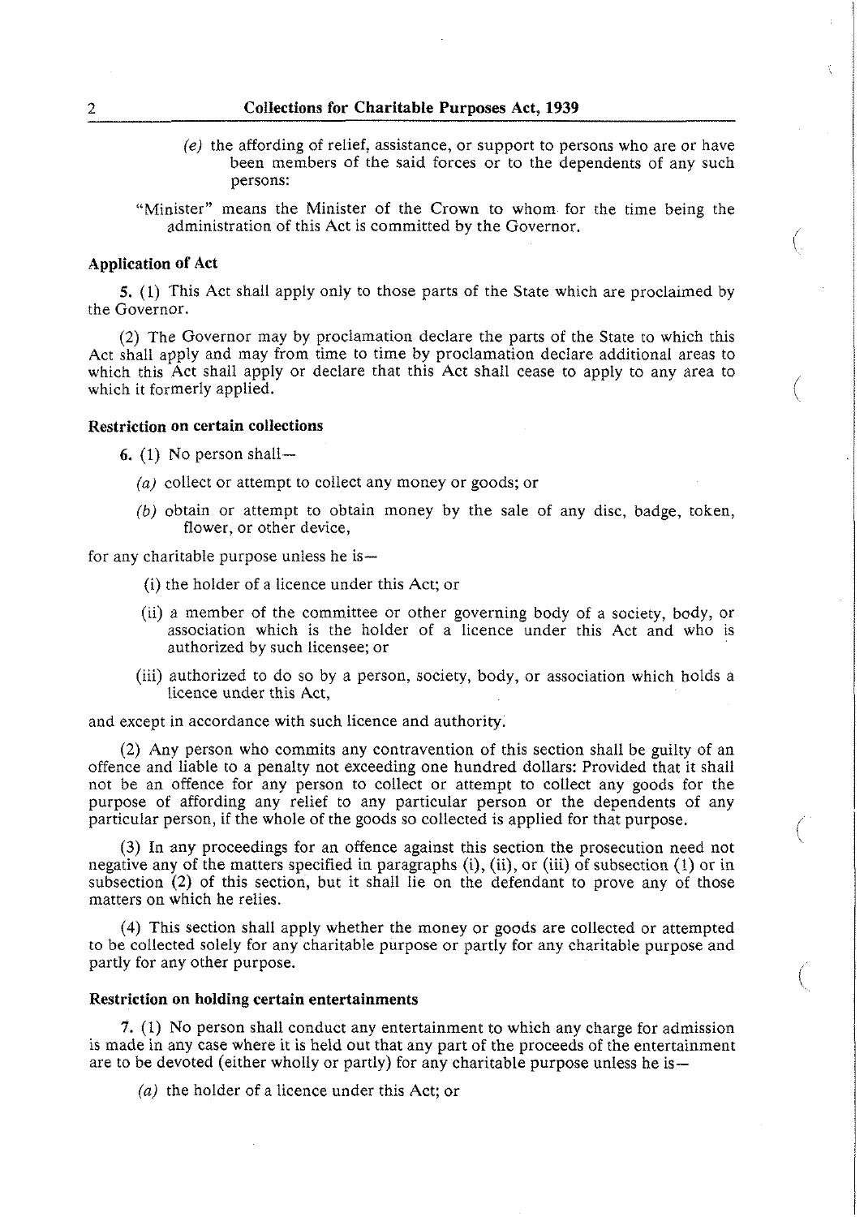(e) the affording of relief, assistance, or support to persons who are or have been members of the said forces or to the dependents of any such persons:

"Minister" means the Minister of the Crown to whom for the time being the administration of this Act is committed by the Governor.

### Application of Act

**5.** (1) This Act shall apply only to those parts of the State which are proclaimed by the Governor.

(2) The Governor may by proclamation declare the parts of the State to which this Act shall apply and may from time to time by proclamation declare additional areas to which this Act shall apply or declare that this Act shall cease to apply to any area to which it formerly applied.

### Restriction on certain collections

**6.** (1) No person shall—

*(a)* collect or attempt to collect any money or goods; or

*(b)* obtain or attempt to obtain money by the sale of any disc, badge, token, flower, or other device,

for any charitable purpose unless he is—

(i) the holder of a licence under this Act; or

(ii) a member of the committee or other governing body of a society, body, or association which is the holder of a licence under this Act and who is authorized by such licensee; or

(iii) authorized to do so by a person, society, body, or association which holds a licence under this Act,

and except in accordance with such licence and authority.

(2) Any person who commits any contravention of this section shall be guilty of an offence and liable to a penalty not exceeding one hundred dollars: Provided that it shall not be an offence for any person to collect or attempt to collect any goods for the purpose of affording any relief to any particular person or the dependents of any particular person, if the whole of the goods so collected is applied for that purpose.

(3) In any proceedings for an offence against this section the prosecution need not negative any of the matters specified in paragraphs (i), (ii), or (iii) of subsection (1) or in subsection (2) of this section, but it shall lie on the defendant to prove any of those matters on which he relies.

(4) This section shall apply whether the money or goods are collected or attempted to be collected solely for any charitable purpose or partly for any charitable purpose and partly for any other purpose.

### Restriction on holding certain entertainments

**7.** (1) No person shall conduct any entertainment to which any charge for admission is made in any case where it is held out that any part of the proceeds of the entertainment are to be devoted (either wholly or partly) for any charitable purpose unless he is—

*(a)* the holder of a licence under this Act; or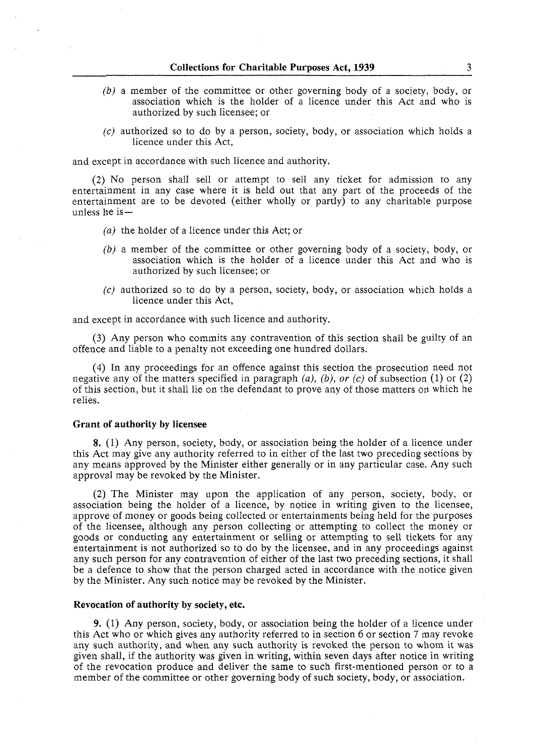*(b)* a member of the committee or other governing body of a society, body, or association which is the holder of a licence under this Act and who is authorized by such licensee; or

*(c)* authorized so to do by a person, society, body, or association which holds a licence under this Act,

and except in accordance with such licence and authority.

(2) No person shall sell or attempt to sell any ticket for admission to any entertainment in any case where it is held out that any part of the proceeds of the entertainment are to be devoted (either wholly or partly) to any charitable purpose unless he is—

*(a)* the holder of a licence under this Act; or

*(b)* a member of the committee or other governing body of a society, body, or association which is the holder of a licence under this Act and who is authorized by such licensee; or

*(c)* authorized so to do by a person, society, body, or association which holds a licence under this Act,

and except in accordance with such licence and authority.

(3) Any person who commits any contravention of this section shall be guilty of an offence and liable to a penalty not exceeding one hundred dollars.

(4) In any proceedings for an offence against this section the prosecution need not negative any of the matters specified in paragraph *(a), (b), or (c)* of subsection (1) or (2) of this section, but it shall lie on the defendant to prove any of those matters on which he relies.

**Grant of authority by licensee**

**8.** (1) Any person, society, body, or association being the holder of a licence under this Act may give any authority referred to in either of the last two preceding sections by any means approved by the Minister either generally or in any particular case. Any such approval may be revoked by the Minister.

(2) The Minister may upon the application of any person, society, body, or association being the holder of a licence, by notice in writing given to the licensee, approve of money or goods being collected or entertainments being held for the purposes of the licensee, although any person collecting or attempting to collect the money or goods or conducting any entertainment or selling or attempting to sell tickets for any entertainment is not authorized so to do by the licensee, and in any proceedings against any such person for any contravention of either of the last two preceding sections, it shall be a defence to show that the person charged acted in accordance with the notice given by the Minister. Any such notice may be revoked by the Minister.

**Revocation of authority by society, etc.**

**9.** (1) Any person, society, body, or association being the holder of a licence under this Act who or which gives any authority referred to in section 6 or section 7 may revoke any such authority, and when any such authority is revoked the person to whom it was given shall, if the authority was given in writing, within seven days after notice in writing of the revocation produce and deliver the same to such first-mentioned person or to a member of the committee or other governing body of such society, body, or association.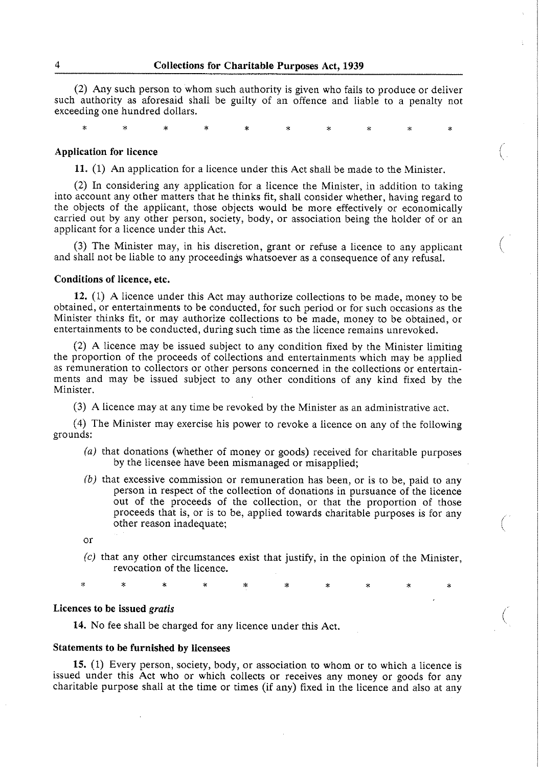(2) Any such person to whom such authority is given who fails to produce or deliver such authority as aforesaid shall be guilty of an offence and liable to a penalty not exceeding one hundred dollars.

\* \* \* \* \* \* \* \* \* \*

**Application for licence**

**11.** (1) An application for a licence under this Act shall be made to the Minister.

(2) In considering any application for a licence the Minister, in addition to taking into account any other matters that he thinks fit, shall consider whether, having regard to the objects of the applicant, those objects would be more effectively or economically carried out by any other person, society, body, or association being the holder of or an applicant for a licence under this Act.

(3) The Minister may, in his discretion, grant or refuse a licence to any applicant and shall not be liable to any proceedings whatsoever as a consequence of any refusal.

**Conditions of licence, etc.**

**12.** (1) A licence under this Act may authorize collections to be made, money to be obtained, or entertainments to be conducted, for such period or for such occasions as the Minister thinks fit, or may authorize collections to be made, money to be obtained, or entertainments to be conducted, during such time as the licence remains unrevoked.

(2) A licence may be issued subject to any condition fixed by the Minister limiting the proportion of the proceeds of collections and entertainments which may be applied as remuneration to collectors or other persons concerned in the collections or entertainments and may be issued subject to any other conditions of any kind fixed by the Minister.

(3) A licence may at any time be revoked by the Minister as an administrative act.

(4) The Minister may exercise his power to revoke a licence on any of the following grounds:

*(a)* that donations (whether of money or goods) received for charitable purposes by the licensee have been mismanaged or misapplied;

*(b)* that excessive commission or remuneration has been, or is to be, paid to any person in respect of the collection of donations in pursuance of the licence out of the proceeds of the collection, or that the proportion of those proceeds that is, or is to be, applied towards charitable purposes is for any other reason inadequate;

or

*(c)* that any other circumstances exist that justify, in the opinion of the Minister, revocation of the licence.

\* \* \* \* \* \* \* \* \* \*

**Licences to be issued *gratis***

**14.** No fee shall be charged for any licence under this Act.

**Statements to be furnished by licensees**

**15.** (1) Every person, society, body, or association to whom or to which a licence is issued under this Act who or which collects or receives any money or goods for any charitable purpose shall at the time or times (if any) fixed in the licence and also at any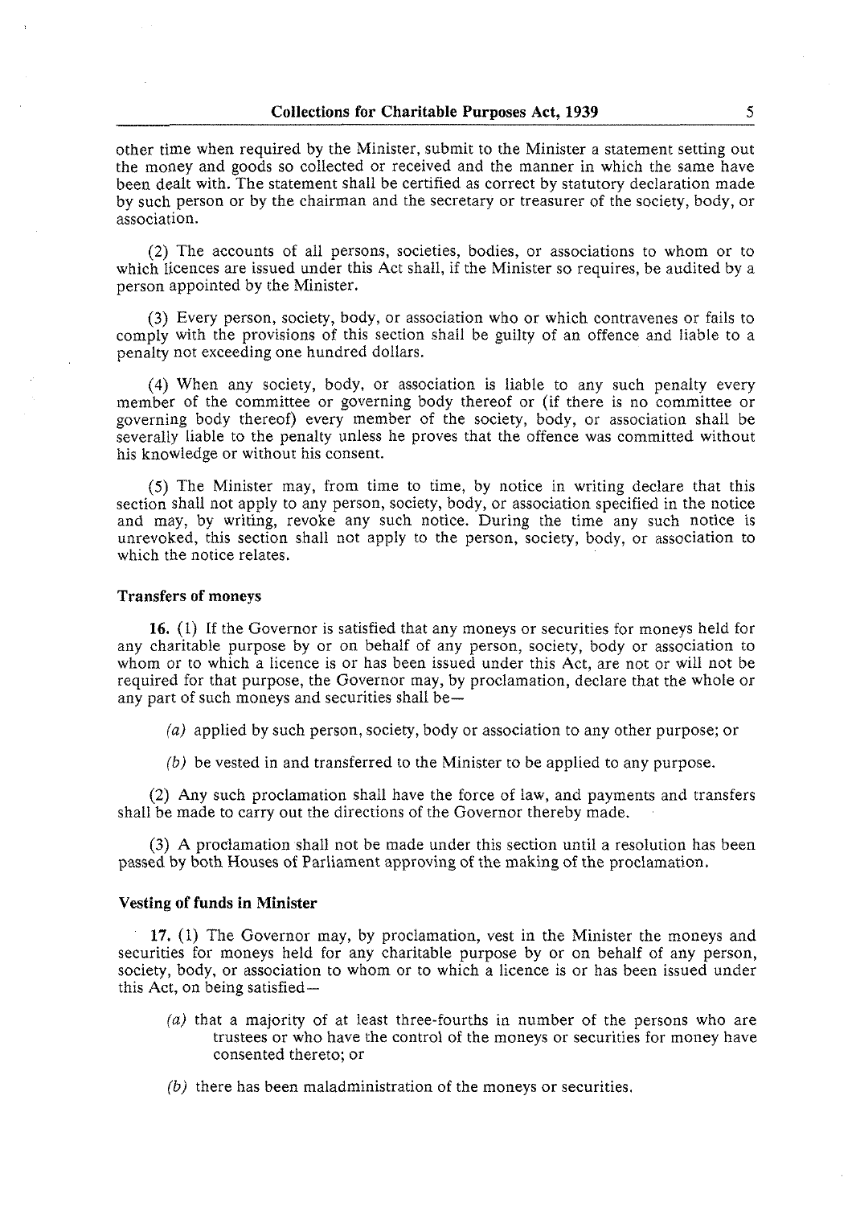other time when required by the Minister, submit to the Minister a statement setting out the money and goods so collected or received and the manner in which the same have been dealt with. The statement shall be certified as correct by statutory declaration made by such person or by the chairman and the secretary or treasurer of the society, body, or association.

(2) The accounts of all persons, societies, bodies, or associations to whom or to which licences are issued under this Act shall, if the Minister so requires, be audited by a person appointed by the Minister.

(3) Every person, society, body, or association who or which contravenes or fails to comply with the provisions of this section shall be guilty of an offence and liable to a penalty not exceeding one hundred dollars.

(4) When any society, body, or association is liable to any such penalty every member of the committee or governing body thereof or (if there is no committee or governing body thereof) every member of the society, body, or association shall be severally liable to the penalty unless he proves that the offence was committed without his knowledge or without his consent.

(5) The Minister may, from time to time, by notice in writing declare that this section shall not apply to any person, society, body, or association specified in the notice and may, by writing, revoke any such notice. During the time any such notice is unrevoked, this section shall not apply to the person, society, body, or association to which the notice relates.

**Transfers of moneys**

**16.** (1) If the Governor is satisfied that any moneys or securities for moneys held for any charitable purpose by or on behalf of any person, society, body or association to whom or to which a licence is or has been issued under this Act, are not or will not be required for that purpose, the Governor may, by proclamation, declare that the whole or any part of such moneys and securities shall be—

*(a)* applied by such person, society, body or association to any other purpose; or

*(b)* be vested in and transferred to the Minister to be applied to any purpose.

(2) Any such proclamation shall have the force of law, and payments and transfers shall be made to carry out the directions of the Governor thereby made.

(3) A proclamation shall not be made under this section until a resolution has been passed by both Houses of Parliament approving of the making of the proclamation.

**Vesting of funds in Minister**

**17.** (1) The Governor may, by proclamation, vest in the Minister the moneys and securities for moneys held for any charitable purpose by or on behalf of any person, society, body, or association to whom or to which a licence is or has been issued under this Act, on being satisfied—

*(a)* that a majority of at least three-fourths in number of the persons who are trustees or who have the control of the moneys or securities for money have consented thereto; or

*(b)* there has been maladministration of the moneys or securities.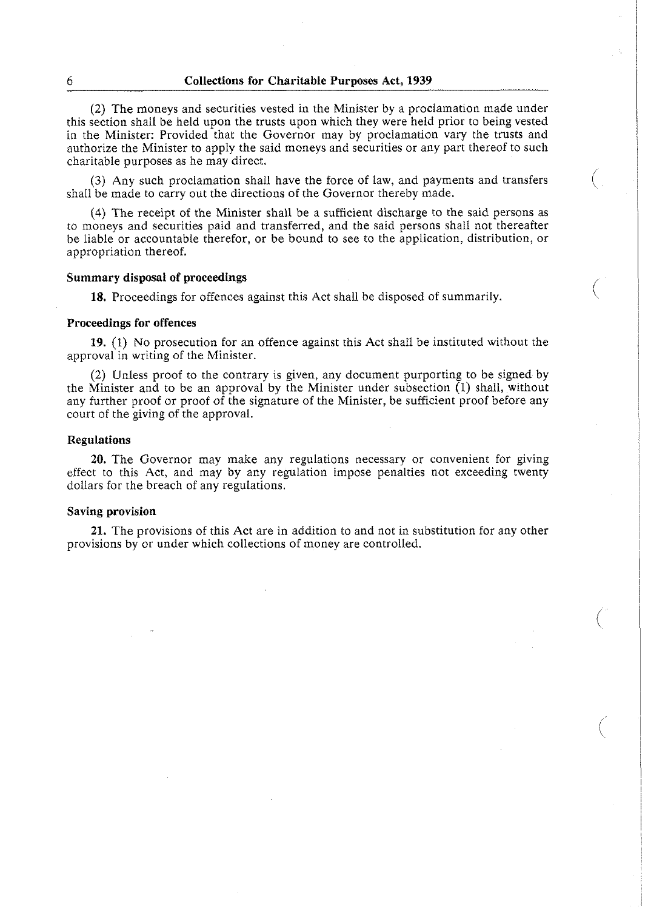(2) The moneys and securities vested in the Minister by a proclamation made under this section shall be held upon the trusts upon which they were held prior to being vested in the Minister: Provided that the Governor may by proclamation vary the trusts and authorize the Minister to apply the said moneys and securities or any part thereof to such charitable purposes as he may direct.

(3) Any such proclamation shall have the force of law, and payments and transfers shall be made to carry out the directions of the Governor thereby made.

(4) The receipt of the Minister shall be a sufficient discharge to the said persons as to moneys and securities paid and transferred, and the said persons shall not thereafter be liable or accountable therefor, or be bound to see to the application, distribution, or appropriation thereof.

**Summary disposal of proceedings**

**18.** Proceedings for offences against this Act shall be disposed of summarily.

**Proceedings for offences**

**19.** (1) No prosecution for an offence against this Act shall be instituted without the approval in writing of the Minister.

(2) Unless proof to the contrary is given, any document purporting to be signed by the Minister and to be an approval by the Minister under subsection (1) shall, without any further proof or proof of the signature of the Minister, be sufficient proof before any court of the giving of the approval.

**Regulations**

**20.** The Governor may make any regulations necessary or convenient for giving effect to this Act, and may by any regulation impose penalties not exceeding twenty dollars for the breach of any regulations.

**Saving provision**

**21.** The provisions of this Act are in addition to and not in substitution for any other provisions by or under which collections of money are controlled.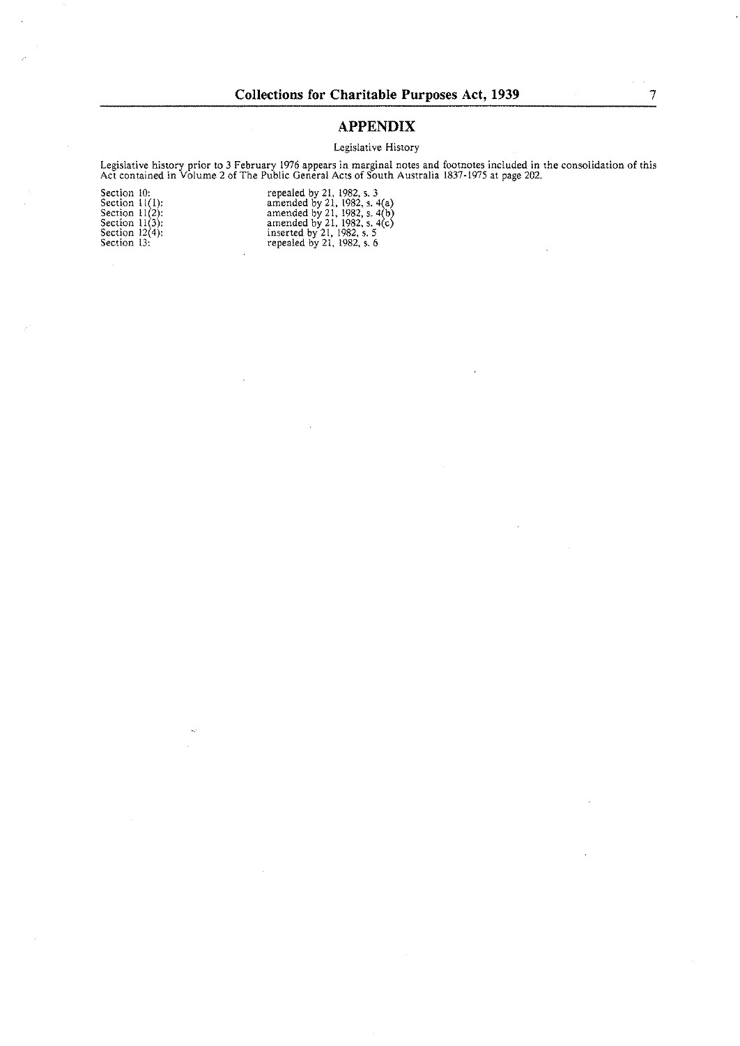## APPENDIX

Legislative History

Legislative history prior to 3 February 1976 appears in marginal notes and footnotes included in the consolidation of this Act contained in Volume 2 of The Public General Acts of South Australia 1837-1975 at page 202.

| | |
|---|---|
| Section 10: | repealed by 21, 1982, s. 3 |
| Section 11(1): | amended by 21, 1982, s. 4(a) |
| Section 11(2): | amended by 21, 1982, s. 4(b) |
| Section 11(3): | amended by 21, 1982, s. 4(c) |
| Section 12(4): | inserted by 21, 1982, s. 5 |
| Section 13: | repealed by 21, 1982, s. 6 |